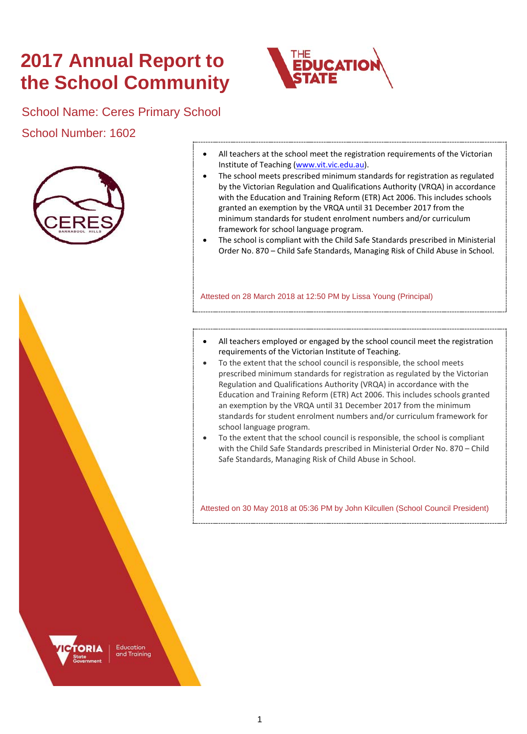# 2017 Annual Report to the School Community

School Name: Ceres Primary School

School Number: 1602

- All teachers at the school meet the registration requirements of the Victorian Institute of Teaching (www.vit.vic.edu.au).
- The school meets prescribed minimum standards for registration as regulated by the Victorian Regulation and Qualifications Authority (VRQA) in accordance with the Education and Training Reform (ETR) Act 2006. This includes schools granted an exemption by the VRQA until 31 December 2017 from the minimum standards for student enrolment numbers and/or curriculum framework for school language program.
- The school is compliant with the Child Safe Standards prescribed in Ministerial Order No. 870 – Child Safe Standards, Managing Risk of Child Abuse in School.

Attested on 28 March 2018 at 12:50 PM by Lissa Young (Principal)

- All teachers employed or engaged by the school council meet the registration requirements of the Victorian Institute of Teaching.
- To the extent that the school council is responsible, the school meets prescribed minimum standards for registration as regulated by the Victorian Regulation and Qualifications Authority (VRQA) in accordance with the Education and Training Reform (ETR) Act 2006. This includes schools granted an exemption by the VRQA until 31 December 2017 from the minimum standards for student enrolment numbers and/or curriculum framework for school language program.
- To the extent that the school council is responsible, the school is compliant with the Child Safe Standards prescribed in Ministerial Order No. 870 – Child Safe Standards, Managing Risk of Child Abuse in School.

Attested on 30 May 2018 at 05:36 PM by John Kilcullen (School Council President)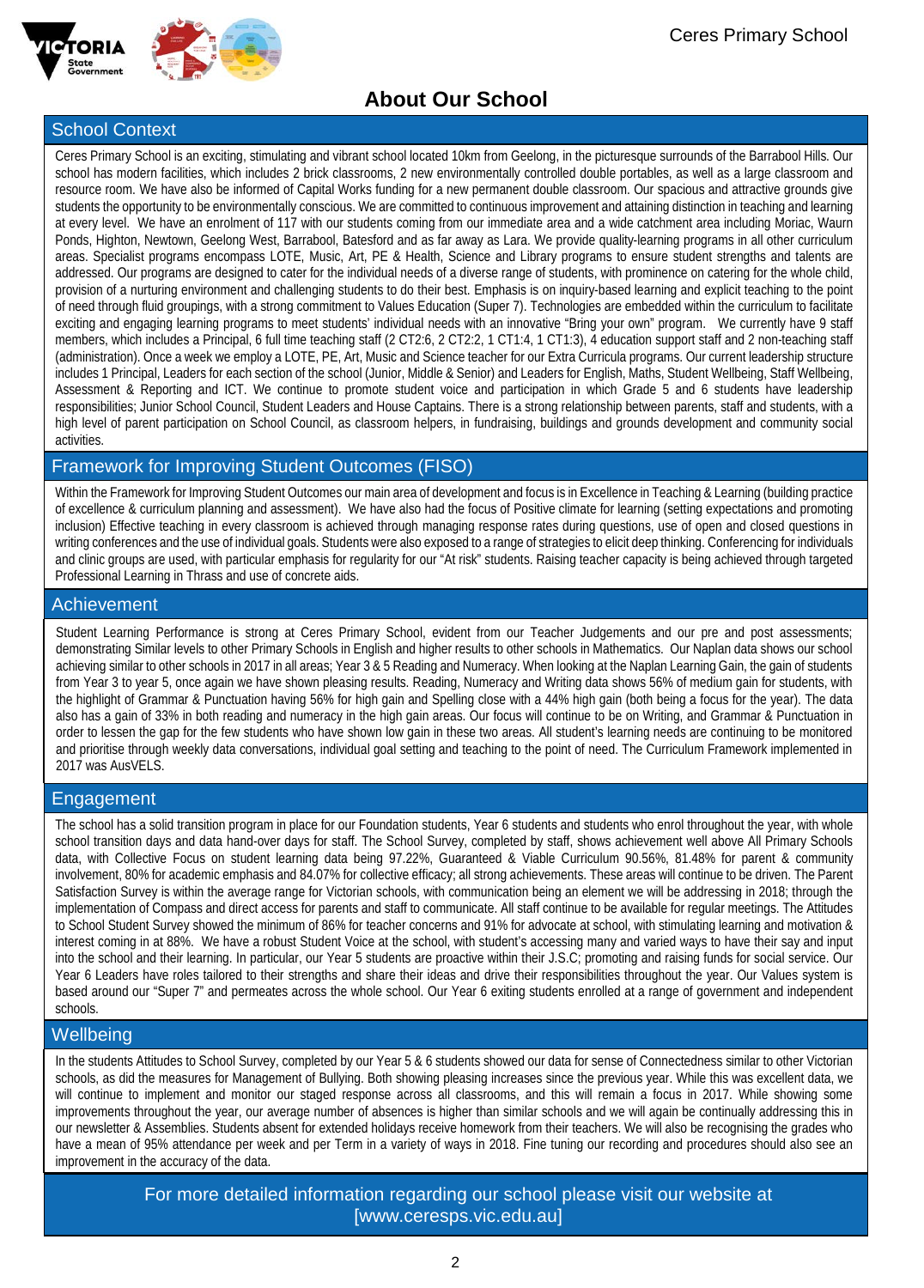# About Our School

## School Context

Ceres Primary School is an exciting, stimulating and vibrant school located 10km from Geelong, in the picturesque surrounds of the Barrabool Hills. Our school has modern facilities, which includes 2 brick classrooms, 2 new environmentally controlled double portables, as well as a large classroom and resource room. We have also be informed of Capital Works funding for a new permanent double classroom. Our spacious and attractive grounds give students the opportunity to be environmentally conscious. We are committed to continuous improvement and attaining distinction in teaching and learning at every level. We have an enrolment of 117 with our students coming from our immediate area and a wide catchment area including Moriac, Waurn Ponds, Highton, Newtown, Geelong West, Barrabool, Batesford and as far away as Lara. We provide quality-learning programs in all other curriculum areas. Specialist programs encompass LOTE, Music, Art, PE & Health, Science and Library programs to ensure student strengths and talents are addressed. Our programs are designed to cater for the individual needs of a diverse range of students, with prominence on catering for the whole child, provision of a nurturing environment and challenging students to do their best. Emphasis is on inquiry-based learning and explicit teaching to the point of need through fluid groupings, with a strong commitment to Values Education (Super 7). Technologies are embedded within the curriculum to facilitate exciting and engaging learning programs to meet students' individual needs with an innovative "Bring your own" program. We currently have 9 staff members, which includes a Principal, 6 full time teaching staff (2 CT2:6, 2 CT2:2, 1 CT1:4, 1 CT1:3), 4 education support staff and 2 non-teaching staff (administration). Once a week we employ a LOTE, PE, Art, Music and Science teacher for our Extra Curricula programs. Our current leadership structure includes 1 Principal, Leaders for each section of the school (Junior, Middle & Senior) and Leaders for English, Maths, Student Wellbeing, Staff Wellbeing, Assessment & Reporting and ICT. We continue to promote student voice and participation in which Grade 5 and 6 students have leadership responsibilities; Junior School Council, Student Leaders and House Captains. There is a strong relationship between parents, staff and students, with a high level of parent participation on School Council, as classroom helpers, in fundraising, buildings and grounds development and community social activities.

## Framework for Improving Student Outcomes (FISO)

Within the Framework for Improving Student Outcomes our main area of development and focus is in Excellence in Teaching & Learning (building practice of excellence & curriculum planning and assessment). We have also had the focus of Positive climate for learning (setting expectations and promoting inclusion) Effective teaching in every classroom is achieved through managing response rates during questions, use of open and closed questions in writing conferences and the use of individual goals. Students were also exposed to a range of strategies to elicit deep thinking. Conferencing for individuals and clinic groups are used, with particular emphasis for regularity for our "At risk" students. Raising teacher capacity is being achieved through targeted Professional Learning in Thrass and use of concrete aids.

## Achievement

Student Learning Performance is strong at Ceres Primary School, evident from our Teacher Judgements and our pre and post assessments; demonstrating Similar levels to other Primary Schools in English and higher results to other schools in Mathematics. Our Naplan data shows our school achieving similar to other schools in 2017 in all areas; Year 3 & 5 Reading and Numeracy. When looking at the Naplan Learning Gain, the gain of students from Year 3 to year 5, once again we have shown pleasing results. Reading, Numeracy and Writing data shows 56% of medium gain for students, with the highlight of Grammar & Punctuation having 56% for high gain and Spelling close with a 44% high gain (both being a focus for the year). The data also has a gain of 33% in both reading and numeracy in the high gain areas. Our focus will continue to be on Writing, and Grammar & Punctuation in order to lessen the gap for the few students who have shown low gain in these two areas. All student's learning needs are continuing to be monitored and prioritise through weekly data conversations, individual goal setting and teaching to the point of need. The Curriculum Framework implemented in 2017 was AusVELS.

## Engagement

The school has a solid transition program in place for our Foundation students, Year 6 students and students who enrol throughout the year, with whole school transition days and data hand-over days for staff. The School Survey, completed by staff, shows achievement well above All Primary Schools data, with Collective Focus on student learning data being 97.22%, Guaranteed & Viable Curriculum 90.56%, 81.48% for parent & community involvement, 80% for academic emphasis and 84.07% for collective efficacy; all strong achievements. These areas will continue to be driven. The Parent Satisfaction Survey is within the average range for Victorian schools, with communication being an element we will be addressing in 2018; through the implementation of Compass and direct access for parents and staff to communicate. All staff continue to be available for regular meetings. The Attitudes to School Student Survey showed the minimum of 86% for teacher concerns and 91% for advocate at school, with stimulating learning and motivation & interest coming in at 88%. We have a robust Student Voice at the school, with student's accessing many and varied ways to have their say and input into the school and their learning. In particular, our Year 5 students are proactive within their J.S.C; promoting and raising funds for social service. Our Year 6 Leaders have roles tailored to their strengths and share their ideas and drive their responsibilities throughout the year. Our Values system is based around our "Super 7" and permeates across the whole school. Our Year 6 exiting students enrolled at a range of government and independent schools.

## Wellbeing

In the students Attitudes to School Survey, completed by our Year 5 & 6 students showed our data for sense of Connectedness similar to other Victorian schools, as did the measures for Management of Bullying. Both showing pleasing increases since the previous year. While this was excellent data, we will continue to implement and monitor our staged response across all classrooms, and this will remain a focus in 2017. While showing some improvements throughout the year, our average number of absences is higher than similar schools and we will again be continually addressing this in our newsletter & Assemblies. Students absent for extended holidays receive homework from their teachers. We will also be recognising the grades who have a mean of 95% attendance per week and per Term in a variety of ways in 2018. Fine tuning our recording and procedures should also see an improvement in the accuracy of the data.

For more detailed information regarding our school please visit our website at [www.ceresps.vic.edu.au]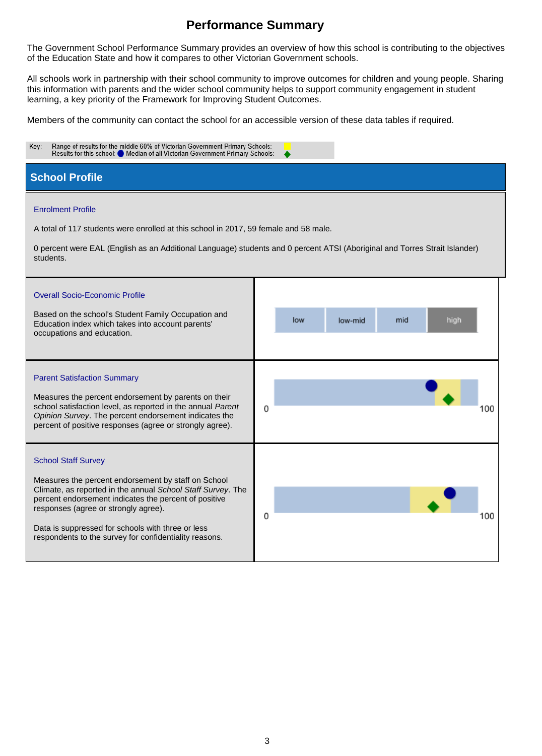# Performance Summary

The Government School Performance Summary provides an overview of how this school is contributing to the objectives of the Education State and how it compares to other Victorian Government schools.

All schools work in partnership with their school community to improve outcomes for children and young people. Sharing this information with parents and the wider school community helps to support community engagement in student learning, a key priority of the Framework for Improving Student Outcomes.

Members of the community can contact the school for an accessible version of these data tables if required.

Key: Range of results for the middle 60% of Victorian Government Primary Schools:
Results for this school: Median of all Victorian Government Primary Schools:

## School Profile

### Enrolment Profile

A total of 117 students were enrolled at this school in 2017, 59 female and 58 male.

0 percent were EAL (English as an Additional Language) students and 0 percent ATSI (Aboriginal and Torres Strait Islander) students.

### Overall Socio-Economic Profile

Based on the school's Student Family Occupation and Education index which takes into account parents' occupations and education.

low | low-mid | mid | high

### Parent Satisfaction Summary

Measures the percent endorsement by parents on their school satisfaction level, as reported in the annual *Parent Opinion Survey*. The percent endorsement indicates the percent of positive responses (agree or strongly agree).

0 100

### School Staff Survey

Measures the percent endorsement by staff on School Climate, as reported in the annual *School Staff Survey*. The percent endorsement indicates the percent of positive responses (agree or strongly agree).

Data is suppressed for schools with three or less respondents to the survey for confidentiality reasons.

0 100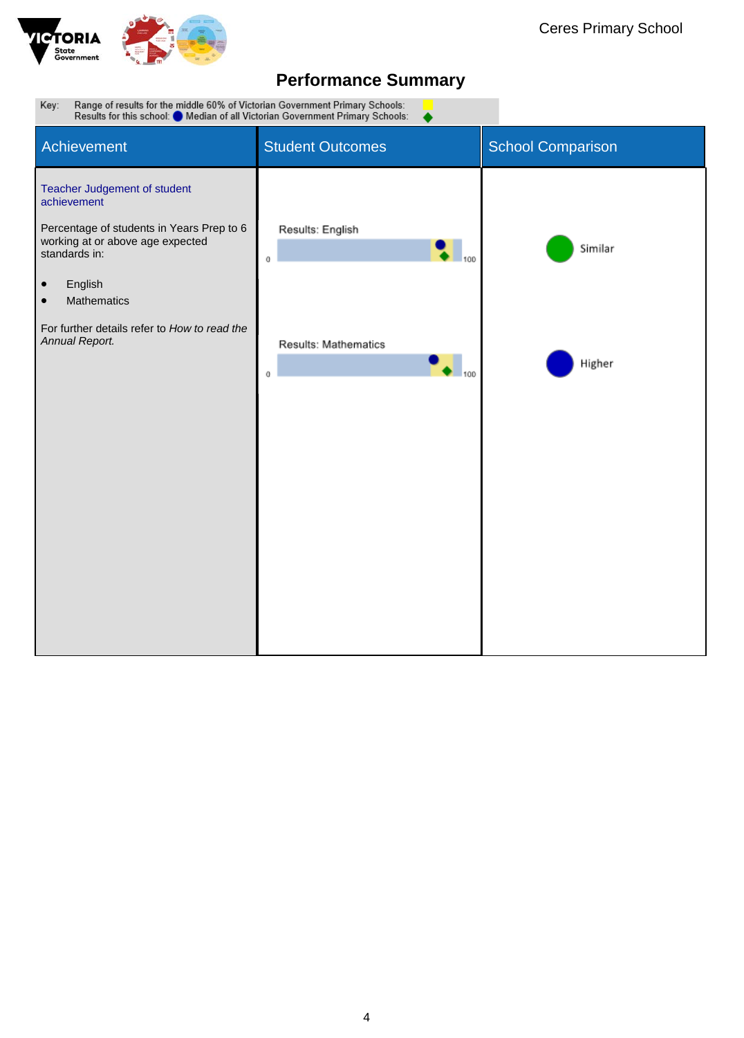Ceres Primary School

# Performance Summary

Key: Range of results for the middle 60% of Victorian Government Primary Schools:
Results for this school: Median of all Victorian Government Primary Schools:

| Achievement | Student Outcomes | School Comparison |
|---|---|---|
| Teacher Judgement of student achievement<br><br>Percentage of students in Years Prep to 6 working at or above age expected standards in:<br><br>• English<br>• Mathematics<br><br>For further details refer to *How to read the Annual Report.* | Results: English (0–100) | Similar |
| | Results: Mathematics (0–100) | Higher |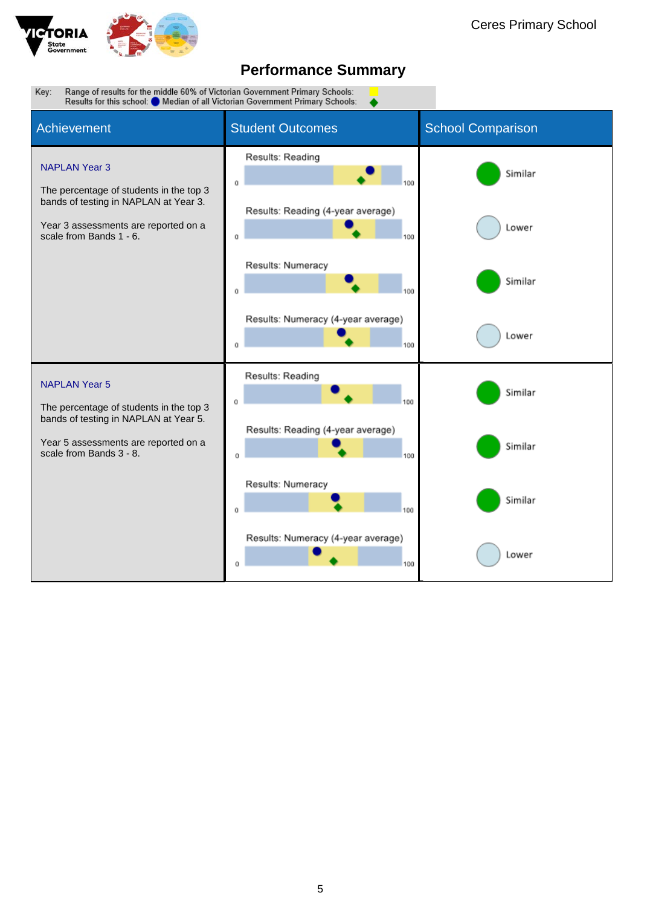Ceres Primary School

# Performance Summary

Key: Range of results for the middle 60% of Victorian Government Primary Schools:
Results for this school: ● Median of all Victorian Government Primary Schools: ◆

| Achievement | Student Outcomes | School Comparison |
|---|---|---|
| **NAPLAN Year 3**<br><br>The percentage of students in the top 3 bands of testing in NAPLAN at Year 3.<br><br>Year 3 assessments are reported on a scale from Bands 1 - 6. | Results: Reading (0–100) | Similar |
| | Results: Reading (4-year average) (0–100) | Lower |
| | Results: Numeracy (0–100) | Similar |
| | Results: Numeracy (4-year average) (0–100) | Lower |
| **NAPLAN Year 5**<br><br>The percentage of students in the top 3 bands of testing in NAPLAN at Year 5.<br><br>Year 5 assessments are reported on a scale from Bands 3 - 8. | Results: Reading (0–100) | Similar |
| | Results: Reading (4-year average) (0–100) | Similar |
| | Results: Numeracy (0–100) | Similar |
| | Results: Numeracy (4-year average) (0–100) | Lower |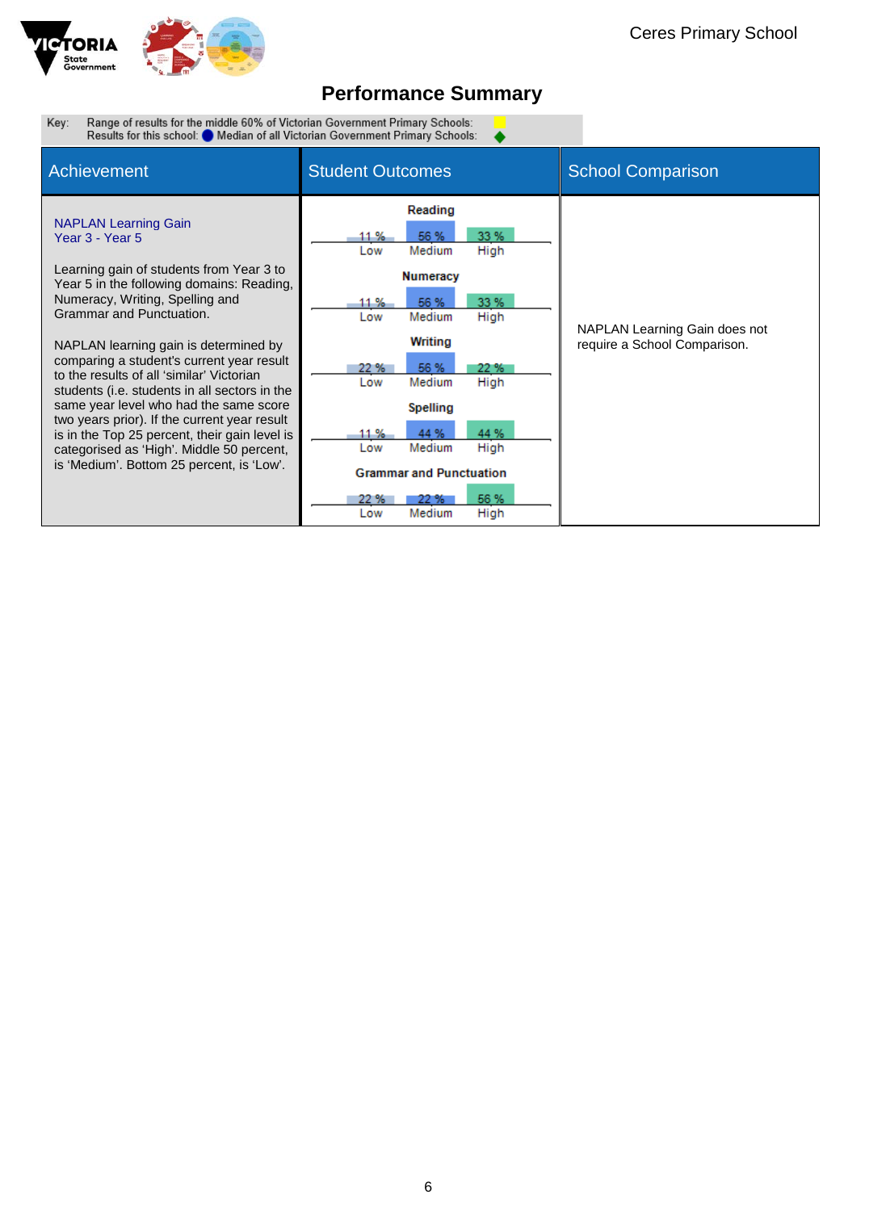Ceres Primary School

# Performance Summary

Key: Range of results for the middle 60% of Victorian Government Primary Schools:
Results for this school: ● Median of all Victorian Government Primary Schools: ◆

| Achievement | Student Outcomes | School Comparison |
|---|---|---|
| NAPLAN Learning Gain<br>Year 3 - Year 5<br><br>Learning gain of students from Year 3 to Year 5 in the following domains: Reading, Numeracy, Writing, Spelling and Grammar and Punctuation.<br><br>NAPLAN learning gain is determined by comparing a student's current year result to the results of all 'similar' Victorian students (i.e. students in all sectors in the same year level who had the same score two years prior). If the current year result is in the Top 25 percent, their gain level is categorised as 'High'. Middle 50 percent, is 'Medium'. Bottom 25 percent, is 'Low'. | **Reading**<br>Low 11 %, Medium 56 %, High 33 %<br><br>**Numeracy**<br>Low 11 %, Medium 56 %, High 33 %<br><br>**Writing**<br>Low 22 %, Medium 56 %, High 22 %<br><br>**Spelling**<br>Low 11 %, Medium 44 %, High 44 %<br><br>**Grammar and Punctuation**<br>Low 22 %, Medium 22 %, High 56 % | NAPLAN Learning Gain does not require a School Comparison. |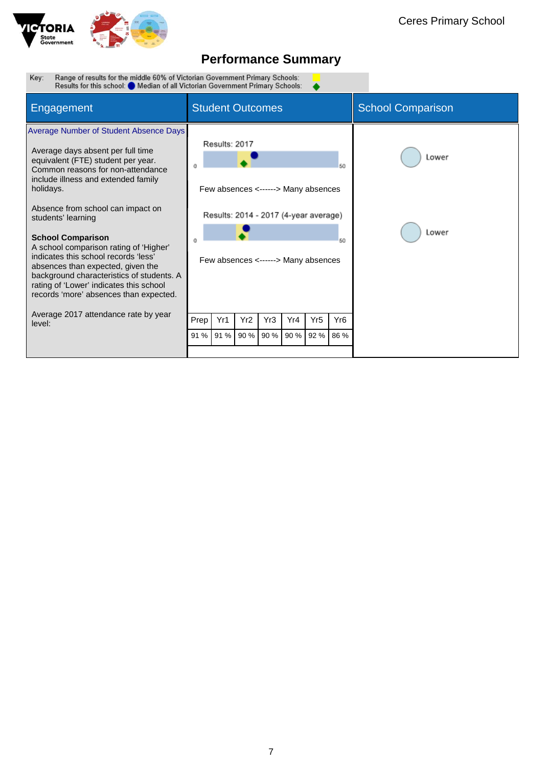Ceres Primary School

# Performance Summary

Key: Range of results for the middle 60% of Victorian Government Primary Schools:
Results for this school: ● Median of all Victorian Government Primary Schools: ◆

| Engagement | Student Outcomes | School Comparison |
|---|---|---|
| **Average Number of Student Absence Days**<br><br>Average days absent per full time equivalent (FTE) student per year. Common reasons for non-attendance include illness and extended family holidays.<br><br>Absence from school can impact on students' learning<br><br>**School Comparison**<br>A school comparison rating of 'Higher' indicates this school records 'less' absences than expected, given the background characteristics of students. A rating of 'Lower' indicates this school records 'more' absences than expected. | Results: 2017<br>0 – 50<br>Few absences <------> Many absences<br><br>Results: 2014 - 2017 (4-year average)<br>0 – 50<br>Few absences <------> Many absences | Lower<br><br>Lower |

Average 2017 attendance rate by year level:

| Prep | Yr1 | Yr2 | Yr3 | Yr4 | Yr5 | Yr6 |
|---|---|---|---|---|---|---|
| 91 % | 91 % | 90 % | 90 % | 90 % | 92 % | 86 % |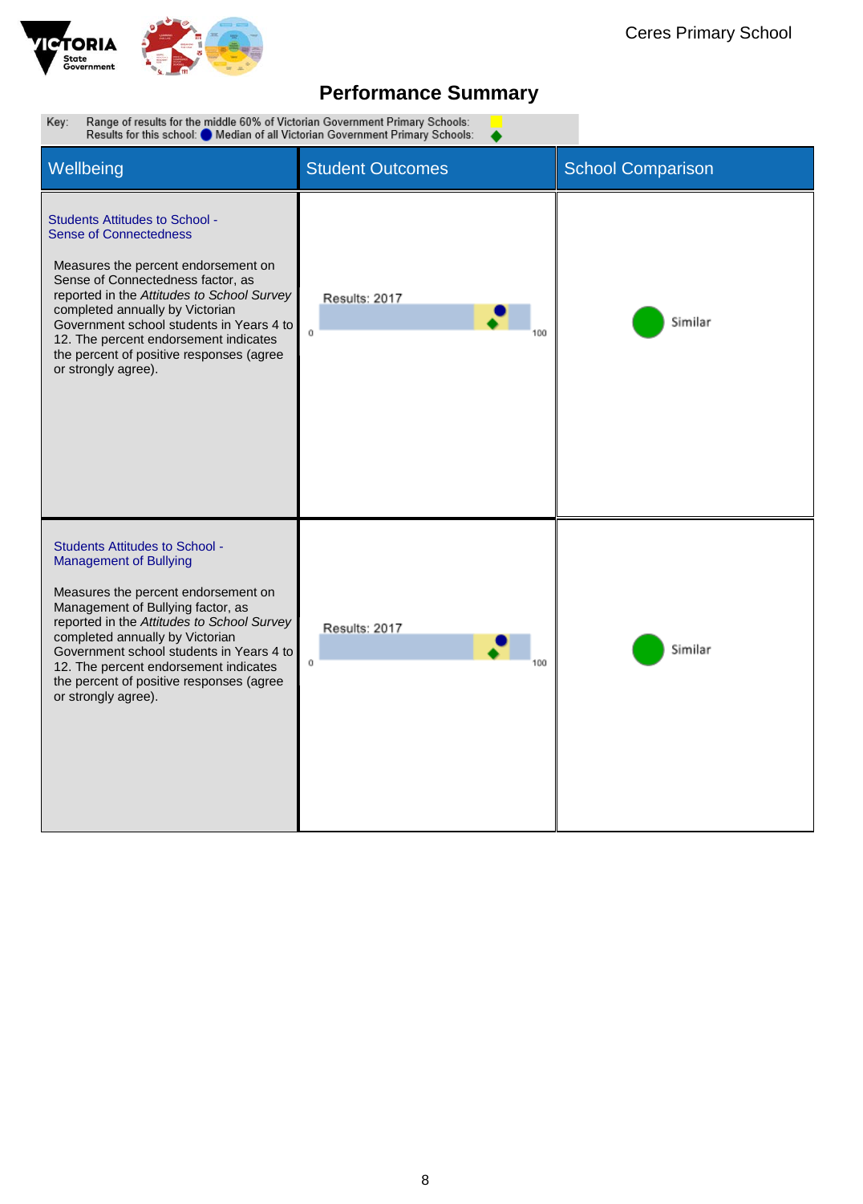Ceres Primary School

# Performance Summary

Key: Range of results for the middle 60% of Victorian Government Primary Schools:
Results for this school: ● Median of all Victorian Government Primary Schools: ◆

| Wellbeing | Student Outcomes | School Comparison |
|---|---|---|
| **Students Attitudes to School - Sense of Connectedness**<br><br>Measures the percent endorsement on Sense of Connectedness factor, as reported in the *Attitudes to School Survey* completed annually by Victorian Government school students in Years 4 to 12. The percent endorsement indicates the percent of positive responses (agree or strongly agree). | Results: 2017<br>0 – 100 | Similar |
| **Students Attitudes to School - Management of Bullying**<br><br>Measures the percent endorsement on Management of Bullying factor, as reported in the *Attitudes to School Survey* completed annually by Victorian Government school students in Years 4 to 12. The percent endorsement indicates the percent of positive responses (agree or strongly agree). | Results: 2017<br>0 – 100 | Similar |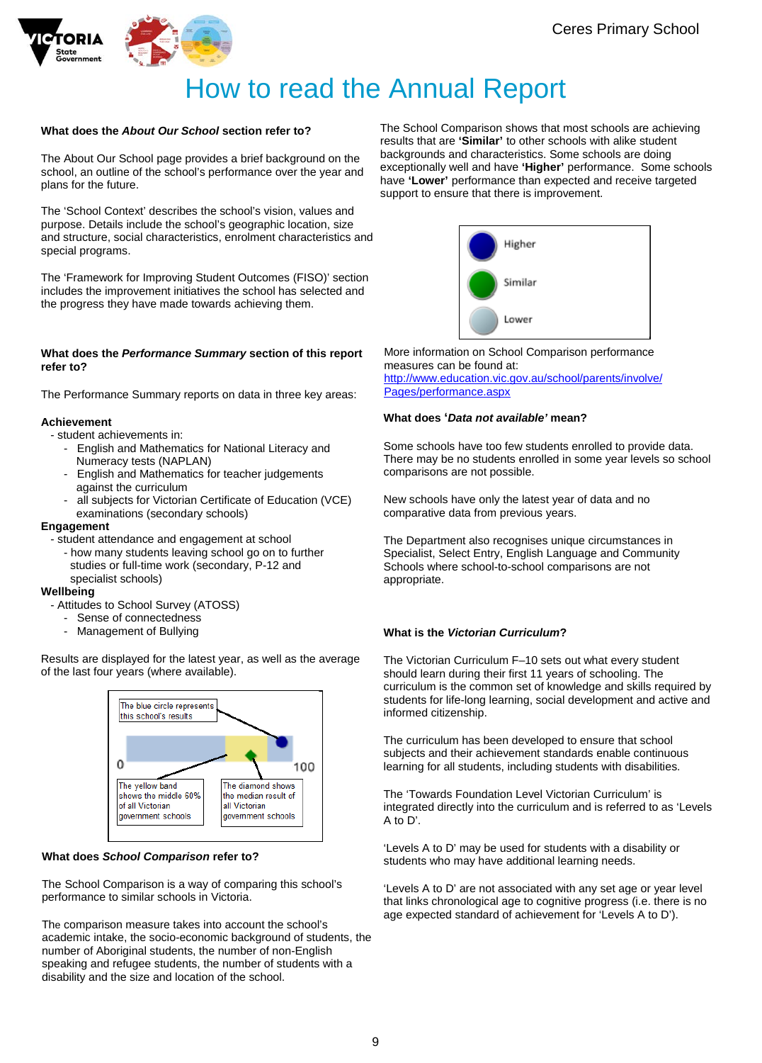# How to read the Annual Report

**What does the *About Our School* section refer to?**

The About Our School page provides a brief background on the school, an outline of the school's performance over the year and plans for the future.

The 'School Context' describes the school's vision, values and purpose. Details include the school's geographic location, size and structure, social characteristics, enrolment characteristics and special programs.

The 'Framework for Improving Student Outcomes (FISO)' section includes the improvement initiatives the school has selected and the progress they have made towards achieving them.

**What does the *Performance Summary* section of this report refer to?**

The Performance Summary reports on data in three key areas:

**Achievement**
- student achievements in:
  - English and Mathematics for National Literacy and Numeracy tests (NAPLAN)
  - English and Mathematics for teacher judgements against the curriculum
  - all subjects for Victorian Certificate of Education (VCE) examinations (secondary schools)

**Engagement**
- student attendance and engagement at school
  - how many students leaving school go on to further studies or full-time work (secondary, P-12 and specialist schools)

**Wellbeing**
- Attitudes to School Survey (ATOSS)
  - Sense of connectedness
  - Management of Bullying

Results are displayed for the latest year, as well as the average of the last four years (where available).

The blue circle represents this school's results

0 — 100

The yellow band shows the middle 60% of all Victorian government schools

The diamond shows the median result of all Victorian government schools

**What does *School Comparison* refer to?**

The School Comparison is a way of comparing this school's performance to similar schools in Victoria.

The comparison measure takes into account the school's academic intake, the socio-economic background of students, the number of Aboriginal students, the number of non-English speaking and refugee students, the number of students with a disability and the size and location of the school.

The School Comparison shows that most schools are achieving results that are **'Similar'** to other schools with alike student backgrounds and characteristics. Some schools are doing exceptionally well and have **'Higher'** performance. Some schools have **'Lower'** performance than expected and receive targeted support to ensure that there is improvement.

Higher

Similar

Lower

More information on School Comparison performance measures can be found at:
http://www.education.vic.gov.au/school/parents/involve/Pages/performance.aspx

**What does '*Data not available*' mean?**

Some schools have too few students enrolled to provide data. There may be no students enrolled in some year levels so school comparisons are not possible.

New schools have only the latest year of data and no comparative data from previous years.

The Department also recognises unique circumstances in Specialist, Select Entry, English Language and Community Schools where school-to-school comparisons are not appropriate.

**What is the *Victorian Curriculum*?**

The Victorian Curriculum F–10 sets out what every student should learn during their first 11 years of schooling. The curriculum is the common set of knowledge and skills required by students for life-long learning, social development and active and informed citizenship.

The curriculum has been developed to ensure that school subjects and their achievement standards enable continuous learning for all students, including students with disabilities.

The 'Towards Foundation Level Victorian Curriculum' is integrated directly into the curriculum and is referred to as 'Levels A to D'.

'Levels A to D' may be used for students with a disability or students who may have additional learning needs.

'Levels A to D' are not associated with any set age or year level that links chronological age to cognitive progress (i.e. there is no age expected standard of achievement for 'Levels A to D').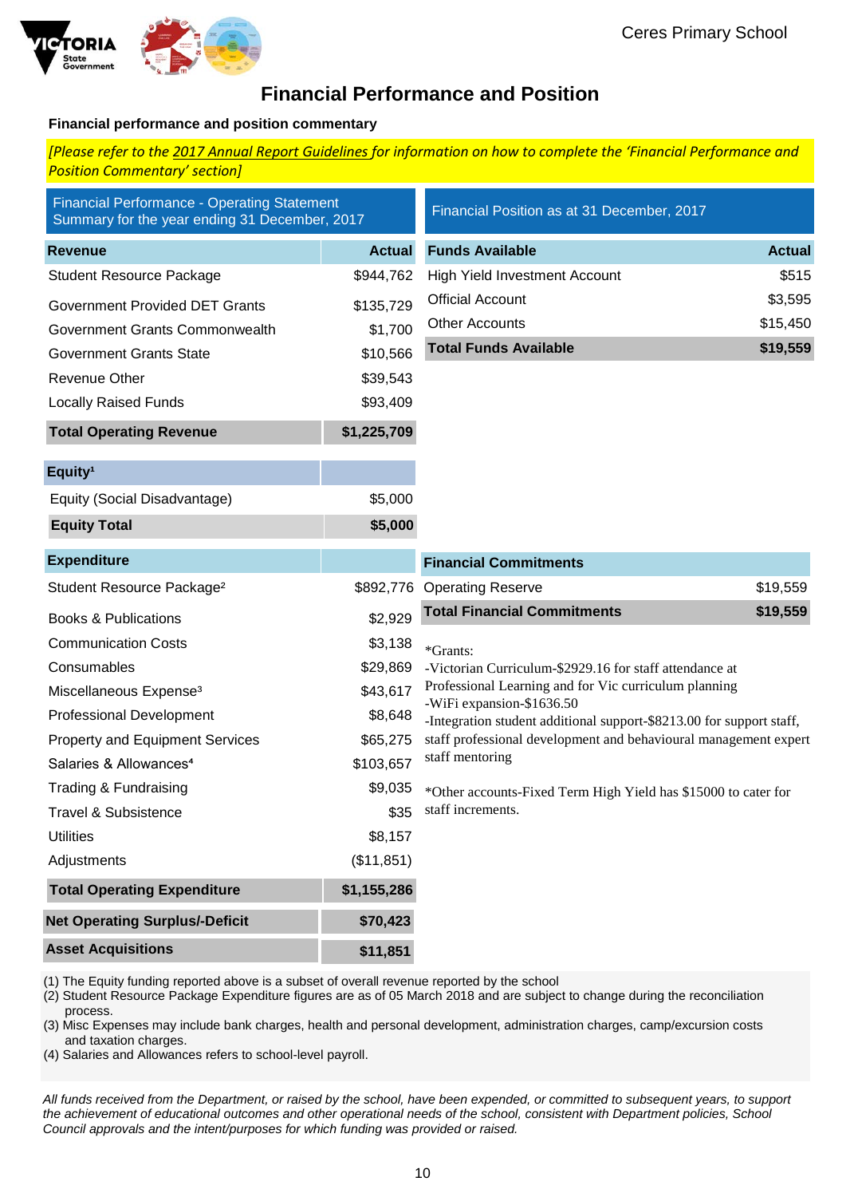# Financial Performance and Position

**Financial performance and position commentary**

*[Please refer to the 2017 Annual Report Guidelines for information on how to complete the 'Financial Performance and Position Commentary' section]*

| Financial Performance - Operating Statement Summary for the year ending 31 December, 2017 | |
|---|---|
| **Revenue** | **Actual** |
| Student Resource Package | $944,762 |
| Government Provided DET Grants | $135,729 |
| Government Grants Commonwealth | $1,700 |
| Government Grants State | $10,566 |
| Revenue Other | $39,543 |
| Locally Raised Funds | $93,409 |
| **Total Operating Revenue** | **$1,225,709** |
| **Equity[1]** | |
| Equity (Social Disadvantage) | $5,000 |
| **Equity Total** | **$5,000** |
| **Expenditure** | |
| Student Resource Package[2] | $892,776 |
| Books & Publications | $2,929 |
| Communication Costs | $3,138 |
| Consumables | $29,869 |
| Miscellaneous Expense[3] | $43,617 |
| Professional Development | $8,648 |
| Property and Equipment Services | $65,275 |
| Salaries & Allowances[4] | $103,657 |
| Trading & Fundraising | $9,035 |
| Travel & Subsistence | $35 |
| Utilities | $8,157 |
| Adjustments | ($11,851) |
| **Total Operating Expenditure** | **$1,155,286** |
| **Net Operating Surplus/-Deficit** | **$70,423** |
| **Asset Acquisitions** | **$11,851** |

| Financial Position as at 31 December, 2017 | |
|---|---|
| **Funds Available** | **Actual** |
| High Yield Investment Account | $515 |
| Official Account | $3,595 |
| Other Accounts | $15,450 |
| **Total Funds Available** | **$19,559** |

| **Financial Commitments** | |
|---|---|
| Operating Reserve | $19,559 |
| **Total Financial Commitments** | **$19,559** |

*Grants:
-Victorian Curriculum-$2929.16 for staff attendance at Professional Learning and for Vic curriculum planning
-WiFi expansion-$1636.50
-Integration student additional support-$8213.00 for support staff, staff professional development and behavioural management expert staff mentoring

*Other accounts-Fixed Term High Yield has $15000 to cater for staff increments.

(1) The Equity funding reported above is a subset of overall revenue reported by the school
(2) Student Resource Package Expenditure figures are as of 05 March 2018 and are subject to change during the reconciliation process.
(3) Misc Expenses may include bank charges, health and personal development, administration charges, camp/excursion costs and taxation charges.
(4) Salaries and Allowances refers to school-level payroll.

*All funds received from the Department, or raised by the school, have been expended, or committed to subsequent years, to support the achievement of educational outcomes and other operational needs of the school, consistent with Department policies, School Council approvals and the intent/purposes for which funding was provided or raised.*